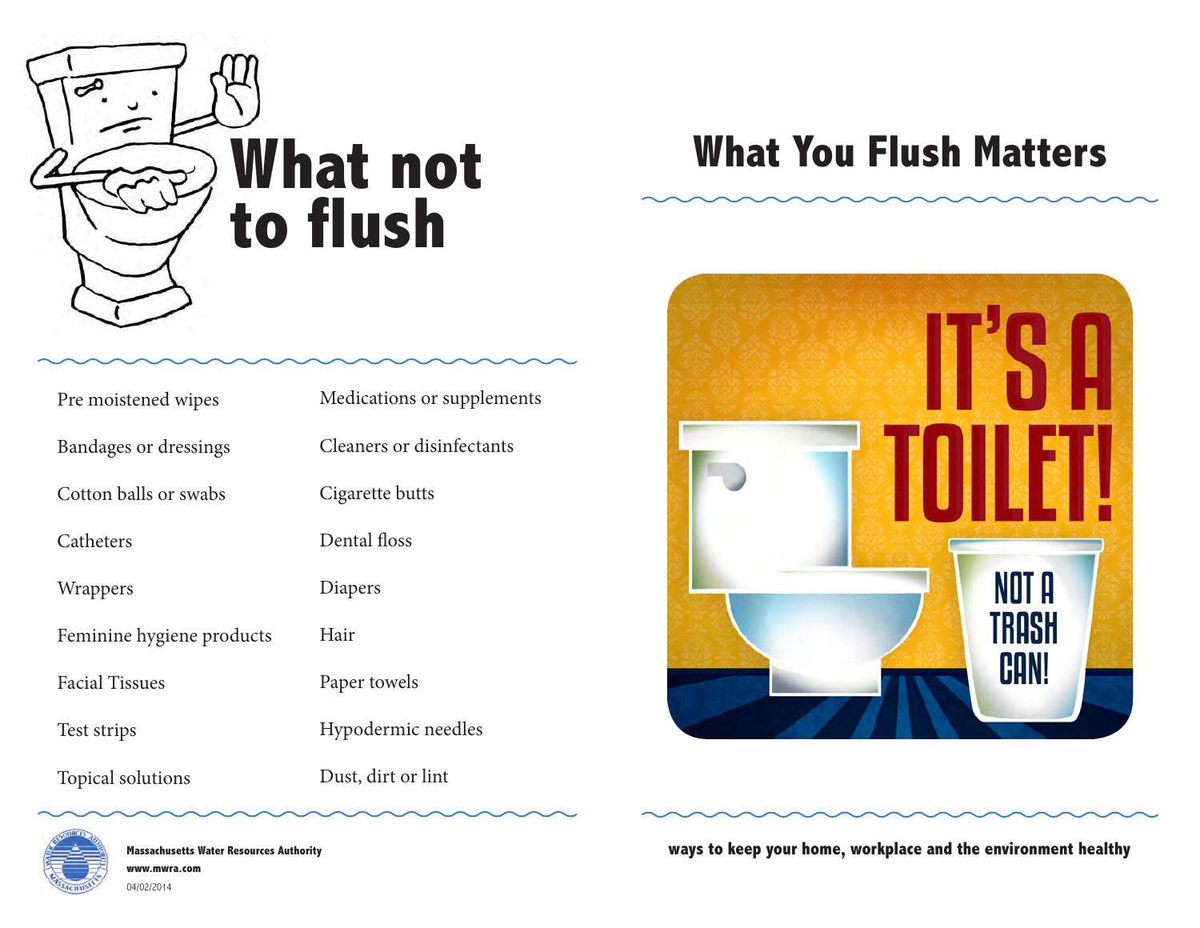# What not to flush

- Pre moistened wipes
- Bandages or dressings
- Cotton balls or swabs
- Catheters
- Wrappers
- Feminine hygiene products
- Facial Tissues
- Test strips
- Topical solutions
- Medications or supplements
- Cleaners or disinfectants
- Cigarette butts
- Dental floss
- Diapers
- Hair
- Paper towels
- Hypodermic needles
- Dust, dirt or lint

**Massachusetts Water Resources Authority**
**www.mwra.com**
04/02/2014

# What You Flush Matters

IT'S A TOILET!

NOT A TRASH CAN!

**ways to keep your home, workplace and the environment healthy**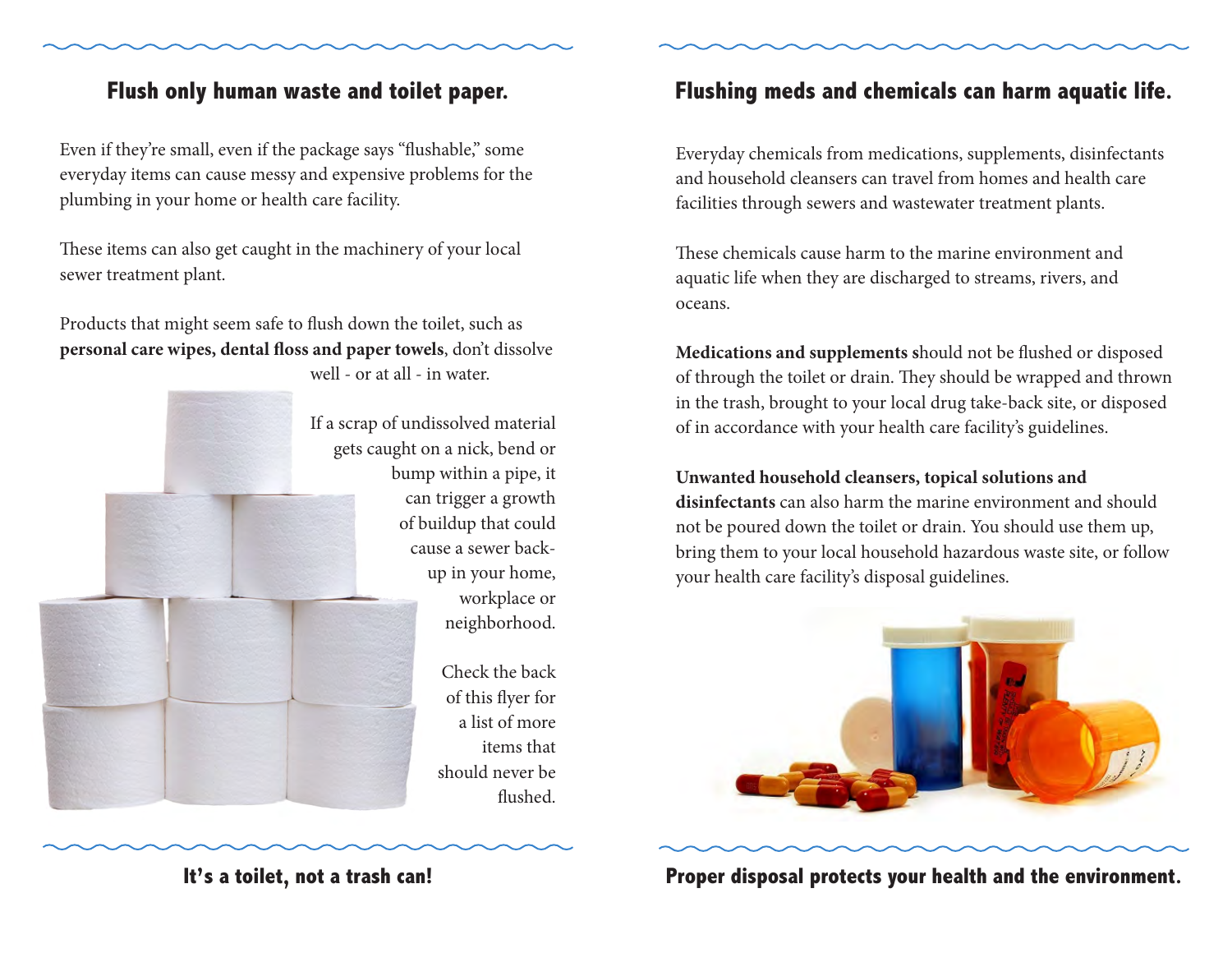## Flush only human waste and toilet paper.

Even if they're small, even if the package says "flushable," some everyday items can cause messy and expensive problems for the plumbing in your home or health care facility.

These items can also get caught in the machinery of your local sewer treatment plant.

Products that might seem safe to flush down the toilet, such as **personal care wipes, dental floss and paper towels**, don't dissolve well - or at all - in water.

If a scrap of undissolved material gets caught on a nick, bend or bump within a pipe, it can trigger a growth of buildup that could cause a sewer back-up in your home, workplace or neighborhood.

Check the back of this flyer for a list of more items that should never be flushed.

**It's a toilet, not a trash can!**

## Flushing meds and chemicals can harm aquatic life.

Everyday chemicals from medications, supplements, disinfectants and household cleansers can travel from homes and health care facilities through sewers and wastewater treatment plants.

These chemicals cause harm to the marine environment and aquatic life when they are discharged to streams, rivers, and oceans.

**Medications and supplements s**hould not be flushed or disposed of through the toilet or drain. They should be wrapped and thrown in the trash, brought to your local drug take-back site, or disposed of in accordance with your health care facility's guidelines.

**Unwanted household cleansers, topical solutions and disinfectants** can also harm the marine environment and should not be poured down the toilet or drain. You should use them up, bring them to your local household hazardous waste site, or follow your health care facility's disposal guidelines.

**Proper disposal protects your health and the environment.**